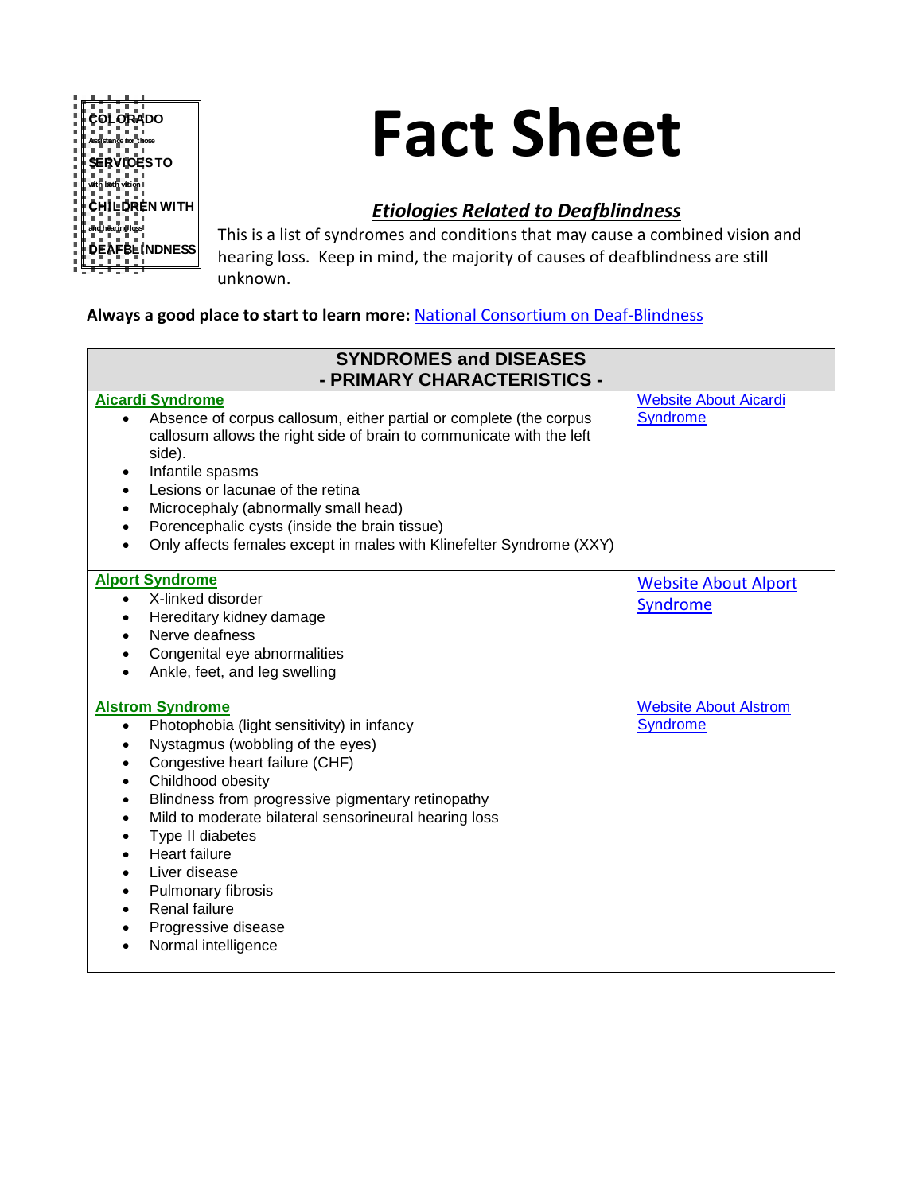COLORADO SERVICES TO CHILDREN WITH DEAFBLINDNESS

Assistance for those with both vision and hearing loss

# Fact Sheet

## *Etiologies Related to Deafblindness*

This is a list of syndromes and conditions that may cause a combined vision and hearing loss. Keep in mind, the majority of causes of deafblindness are still unknown.

**Always a good place to start to learn more:** National Consortium on Deaf-Blindness

| SYNDROMES and DISEASES<br>- PRIMARY CHARACTERISTICS - | |
|---|---|
| **Aicardi Syndrome**<br>• Absence of corpus callosum, either partial or complete (the corpus callosum allows the right side of brain to communicate with the left side).<br>• Infantile spasms<br>• Lesions or lacunae of the retina<br>• Microcephaly (abnormally small head)<br>• Porencephalic cysts (inside the brain tissue)<br>• Only affects females except in males with Klinefelter Syndrome (XXY) | Website About Aicardi Syndrome |
| **Alport Syndrome**<br>• X-linked disorder<br>• Hereditary kidney damage<br>• Nerve deafness<br>• Congenital eye abnormalities<br>• Ankle, feet, and leg swelling | Website About Alport Syndrome |
| **Alstrom Syndrome**<br>• Photophobia (light sensitivity) in infancy<br>• Nystagmus (wobbling of the eyes)<br>• Congestive heart failure (CHF)<br>• Childhood obesity<br>• Blindness from progressive pigmentary retinopathy<br>• Mild to moderate bilateral sensorineural hearing loss<br>• Type II diabetes<br>• Heart failure<br>• Liver disease<br>• Pulmonary fibrosis<br>• Renal failure<br>• Progressive disease<br>• Normal intelligence | Website About Alstrom Syndrome |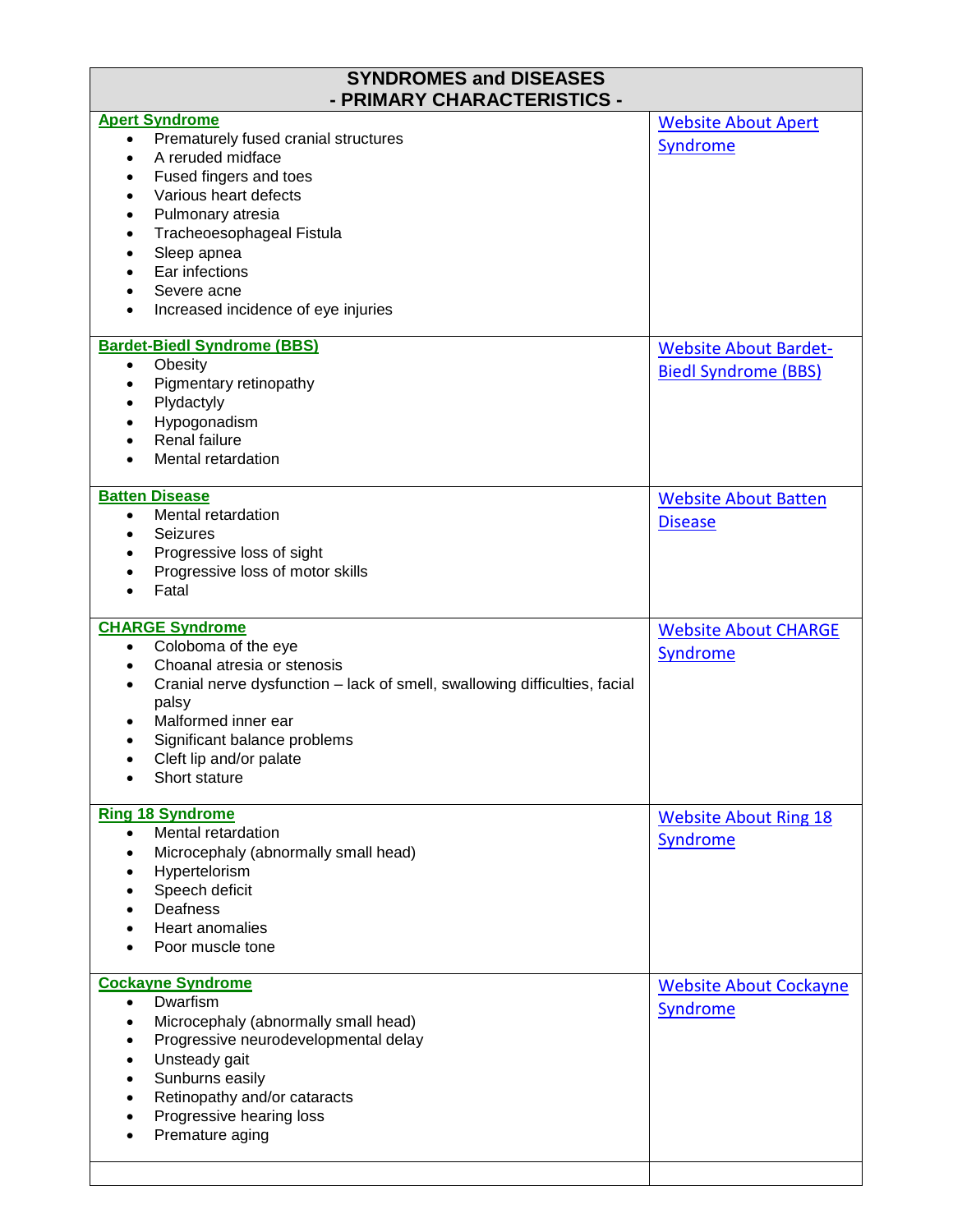| SYNDROMES and DISEASES - PRIMARY CHARACTERISTICS - | |
|---|---|
| **Apert Syndrome**<br>• Prematurely fused cranial structures<br>• A reruded midface<br>• Fused fingers and toes<br>• Various heart defects<br>• Pulmonary atresia<br>• Tracheoesophageal Fistula<br>• Sleep apnea<br>• Ear infections<br>• Severe acne<br>• Increased incidence of eye injuries | Website About Apert Syndrome |
| **Bardet-Biedl Syndrome (BBS)**<br>• Obesity<br>• Pigmentary retinopathy<br>• Plydactyly<br>• Hypogonadism<br>• Renal failure<br>• Mental retardation | Website About Bardet-Biedl Syndrome (BBS) |
| **Batten Disease**<br>• Mental retardation<br>• Seizures<br>• Progressive loss of sight<br>• Progressive loss of motor skills<br>• Fatal | Website About Batten Disease |
| **CHARGE Syndrome**<br>• Coloboma of the eye<br>• Choanal atresia or stenosis<br>• Cranial nerve dysfunction – lack of smell, swallowing difficulties, facial palsy<br>• Malformed inner ear<br>• Significant balance problems<br>• Cleft lip and/or palate<br>• Short stature | Website About CHARGE Syndrome |
| **Ring 18 Syndrome**<br>• Mental retardation<br>• Microcephaly (abnormally small head)<br>• Hypertelorism<br>• Speech deficit<br>• Deafness<br>• Heart anomalies<br>• Poor muscle tone | Website About Ring 18 Syndrome |
| **Cockayne Syndrome**<br>• Dwarfism<br>• Microcephaly (abnormally small head)<br>• Progressive neurodevelopmental delay<br>• Unsteady gait<br>• Sunburns easily<br>• Retinopathy and/or cataracts<br>• Progressive hearing loss<br>• Premature aging | Website About Cockayne Syndrome |
| | |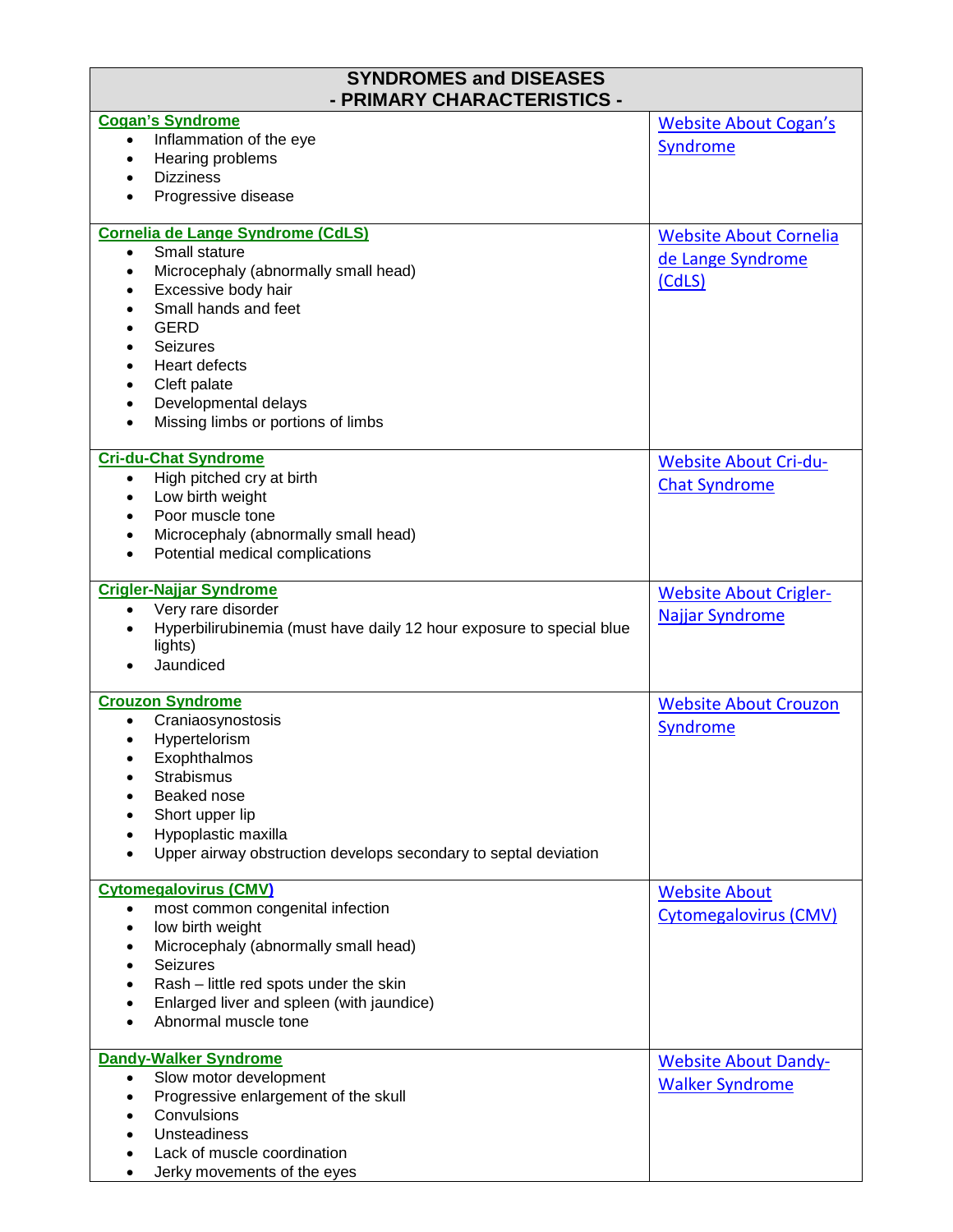| SYNDROMES and DISEASES<br>- PRIMARY CHARACTERISTICS - | |
|---|---|
| **Cogan's Syndrome**<br>• Inflammation of the eye<br>• Hearing problems<br>• Dizziness<br>• Progressive disease | Website About Cogan's Syndrome |
| **Cornelia de Lange Syndrome (CdLS)**<br>• Small stature<br>• Microcephaly (abnormally small head)<br>• Excessive body hair<br>• Small hands and feet<br>• GERD<br>• Seizures<br>• Heart defects<br>• Cleft palate<br>• Developmental delays<br>• Missing limbs or portions of limbs | Website About Cornelia de Lange Syndrome (CdLS) |
| **Cri-du-Chat Syndrome**<br>• High pitched cry at birth<br>• Low birth weight<br>• Poor muscle tone<br>• Microcephaly (abnormally small head)<br>• Potential medical complications | Website About Cri-du-Chat Syndrome |
| **Crigler-Najjar Syndrome**<br>• Very rare disorder<br>• Hyperbilirubinemia (must have daily 12 hour exposure to special blue lights)<br>• Jaundiced | Website About Crigler-Najjar Syndrome |
| **Crouzon Syndrome**<br>• Craniaosynostosis<br>• Hypertelorism<br>• Exophthalmos<br>• Strabismus<br>• Beaked nose<br>• Short upper lip<br>• Hypoplastic maxilla<br>• Upper airway obstruction develops secondary to septal deviation | Website About Crouzon Syndrome |
| **Cytomegalovirus (CMV)**<br>• most common congenital infection<br>• low birth weight<br>• Microcephaly (abnormally small head)<br>• Seizures<br>• Rash – little red spots under the skin<br>• Enlarged liver and spleen (with jaundice)<br>• Abnormal muscle tone | Website About Cytomegalovirus (CMV) |
| **Dandy-Walker Syndrome**<br>• Slow motor development<br>• Progressive enlargement of the skull<br>• Convulsions<br>• Unsteadiness<br>• Lack of muscle coordination<br>• Jerky movements of the eyes | Website About Dandy-Walker Syndrome |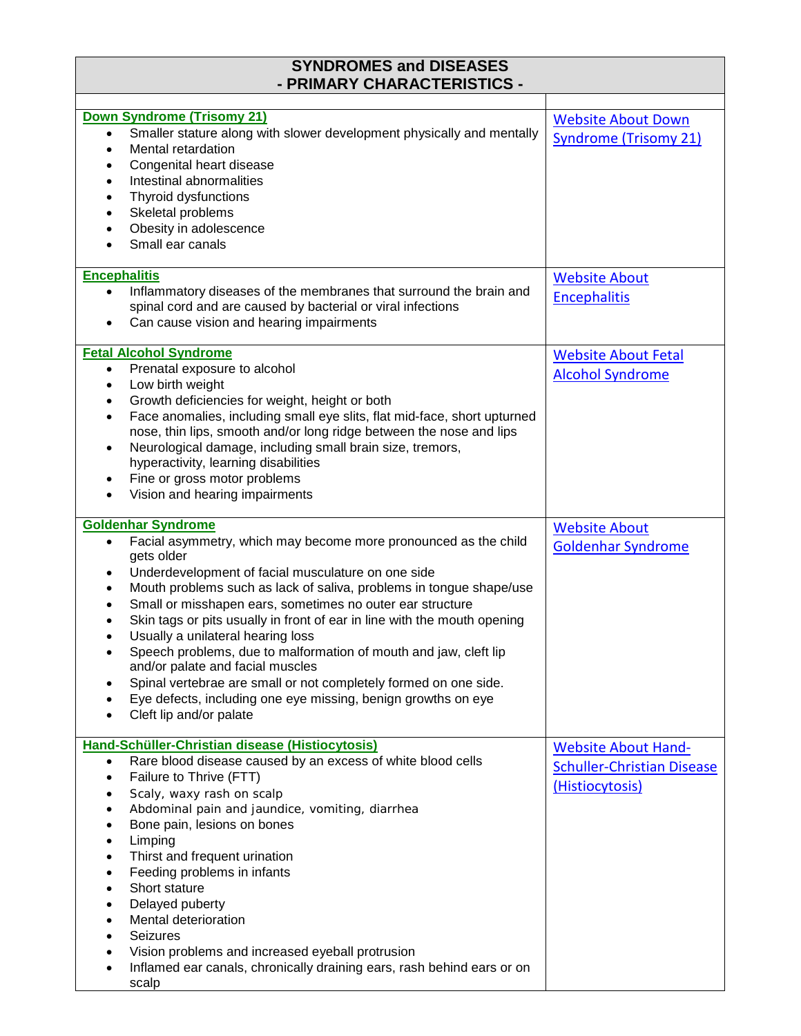| SYNDROMES and DISEASES<br>- PRIMARY CHARACTERISTICS - | |
|---|---|
| | |
| **Down Syndrome (Trisomy 21)**<br>• Smaller stature along with slower development physically and mentally<br>• Mental retardation<br>• Congenital heart disease<br>• Intestinal abnormalities<br>• Thyroid dysfunctions<br>• Skeletal problems<br>• Obesity in adolescence<br>• Small ear canals | Website About Down Syndrome (Trisomy 21) |
| **Encephalitis**<br>• Inflammatory diseases of the membranes that surround the brain and spinal cord and are caused by bacterial or viral infections<br>• Can cause vision and hearing impairments | Website About Encephalitis |
| **Fetal Alcohol Syndrome**<br>• Prenatal exposure to alcohol<br>• Low birth weight<br>• Growth deficiencies for weight, height or both<br>• Face anomalies, including small eye slits, flat mid-face, short upturned nose, thin lips, smooth and/or long ridge between the nose and lips<br>• Neurological damage, including small brain size, tremors, hyperactivity, learning disabilities<br>• Fine or gross motor problems<br>• Vision and hearing impairments | Website About Fetal Alcohol Syndrome |
| **Goldenhar Syndrome**<br>• Facial asymmetry, which may become more pronounced as the child gets older<br>• Underdevelopment of facial musculature on one side<br>• Mouth problems such as lack of saliva, problems in tongue shape/use<br>• Small or misshapen ears, sometimes no outer ear structure<br>• Skin tags or pits usually in front of ear in line with the mouth opening<br>• Usually a unilateral hearing loss<br>• Speech problems, due to malformation of mouth and jaw, cleft lip and/or palate and facial muscles<br>• Spinal vertebrae are small or not completely formed on one side.<br>• Eye defects, including one eye missing, benign growths on eye<br>• Cleft lip and/or palate | Website About Goldenhar Syndrome |
| **Hand-Schüller-Christian disease (Histiocytosis)**<br>• Rare blood disease caused by an excess of white blood cells<br>• Failure to Thrive (FTT)<br>• Scaly, waxy rash on scalp<br>• Abdominal pain and jaundice, vomiting, diarrhea<br>• Bone pain, lesions on bones<br>• Limping<br>• Thirst and frequent urination<br>• Feeding problems in infants<br>• Short stature<br>• Delayed puberty<br>• Mental deterioration<br>• Seizures<br>• Vision problems and increased eyeball protrusion<br>• Inflamed ear canals, chronically draining ears, rash behind ears or on scalp | Website About Hand-Schuller-Christian Disease (Histiocytosis) |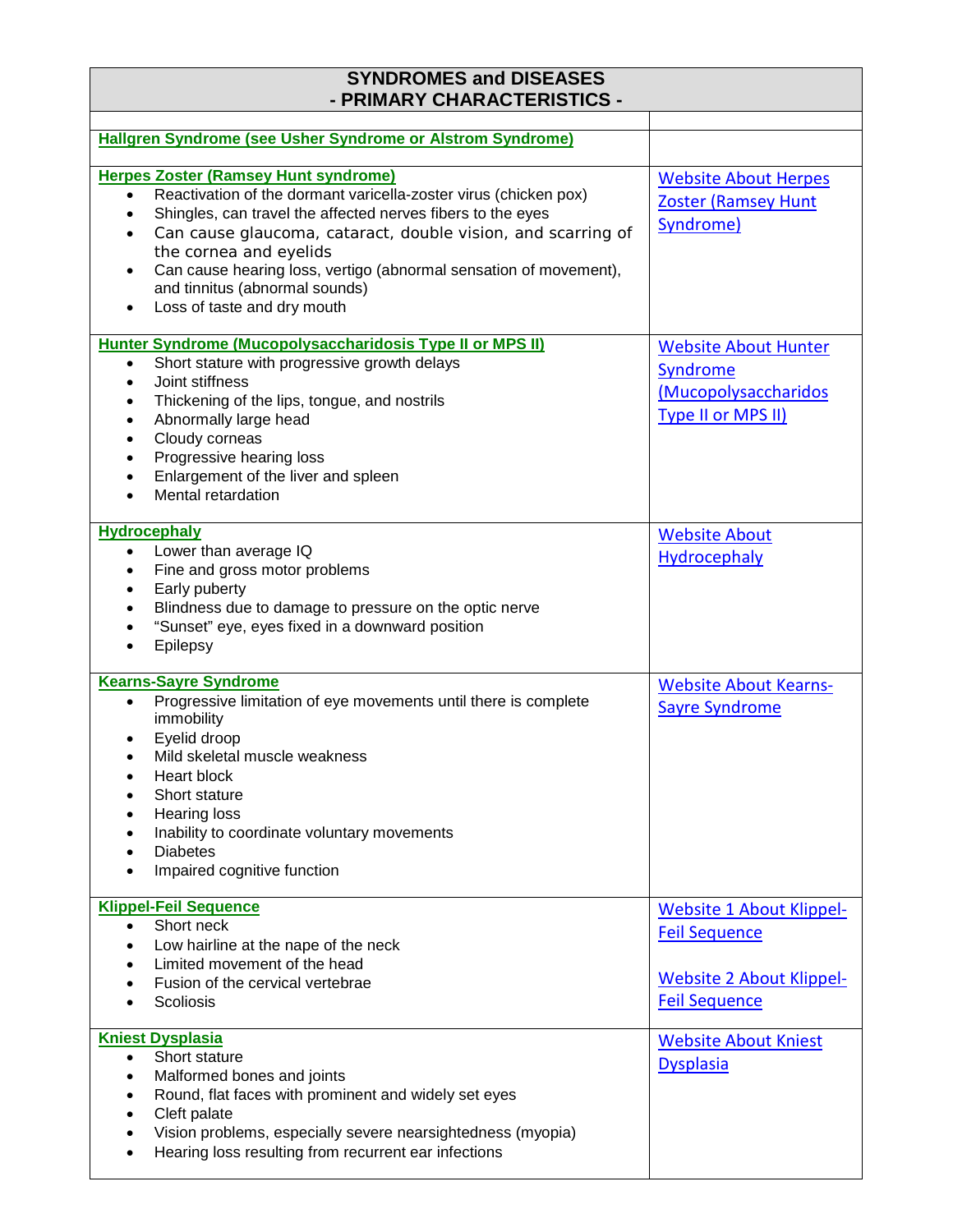| SYNDROMES and DISEASES<br>- PRIMARY CHARACTERISTICS - | |
|---|---|
| | |
| **Hallgren Syndrome (see Usher Syndrome or Alstrom Syndrome)** | |
| **Herpes Zoster (Ramsey Hunt syndrome)**<br>• Reactivation of the dormant varicella-zoster virus (chicken pox)<br>• Shingles, can travel the affected nerves fibers to the eyes<br>• Can cause glaucoma, cataract, double vision, and scarring of the cornea and eyelids<br>• Can cause hearing loss, vertigo (abnormal sensation of movement), and tinnitus (abnormal sounds)<br>• Loss of taste and dry mouth | Website About Herpes Zoster (Ramsey Hunt Syndrome) |
| **Hunter Syndrome (Mucopolysaccharidosis Type II or MPS II)**<br>• Short stature with progressive growth delays<br>• Joint stiffness<br>• Thickening of the lips, tongue, and nostrils<br>• Abnormally large head<br>• Cloudy corneas<br>• Progressive hearing loss<br>• Enlargement of the liver and spleen<br>• Mental retardation | Website About Hunter Syndrome (Mucopolysaccharidos Type II or MPS II) |
| **Hydrocephaly**<br>• Lower than average IQ<br>• Fine and gross motor problems<br>• Early puberty<br>• Blindness due to damage to pressure on the optic nerve<br>• "Sunset" eye, eyes fixed in a downward position<br>• Epilepsy | Website About Hydrocephaly |
| **Kearns-Sayre Syndrome**<br>• Progressive limitation of eye movements until there is complete immobility<br>• Eyelid droop<br>• Mild skeletal muscle weakness<br>• Heart block<br>• Short stature<br>• Hearing loss<br>• Inability to coordinate voluntary movements<br>• Diabetes<br>• Impaired cognitive function | Website About Kearns-Sayre Syndrome |
| **Klippel-Feil Sequence**<br>• Short neck<br>• Low hairline at the nape of the neck<br>• Limited movement of the head<br>• Fusion of the cervical vertebrae<br>• Scoliosis | Website 1 About Klippel-Feil Sequence<br><br>Website 2 About Klippel-Feil Sequence |
| **Kniest Dysplasia**<br>• Short stature<br>• Malformed bones and joints<br>• Round, flat faces with prominent and widely set eyes<br>• Cleft palate<br>• Vision problems, especially severe nearsightedness (myopia)<br>• Hearing loss resulting from recurrent ear infections | Website About Kniest Dysplasia |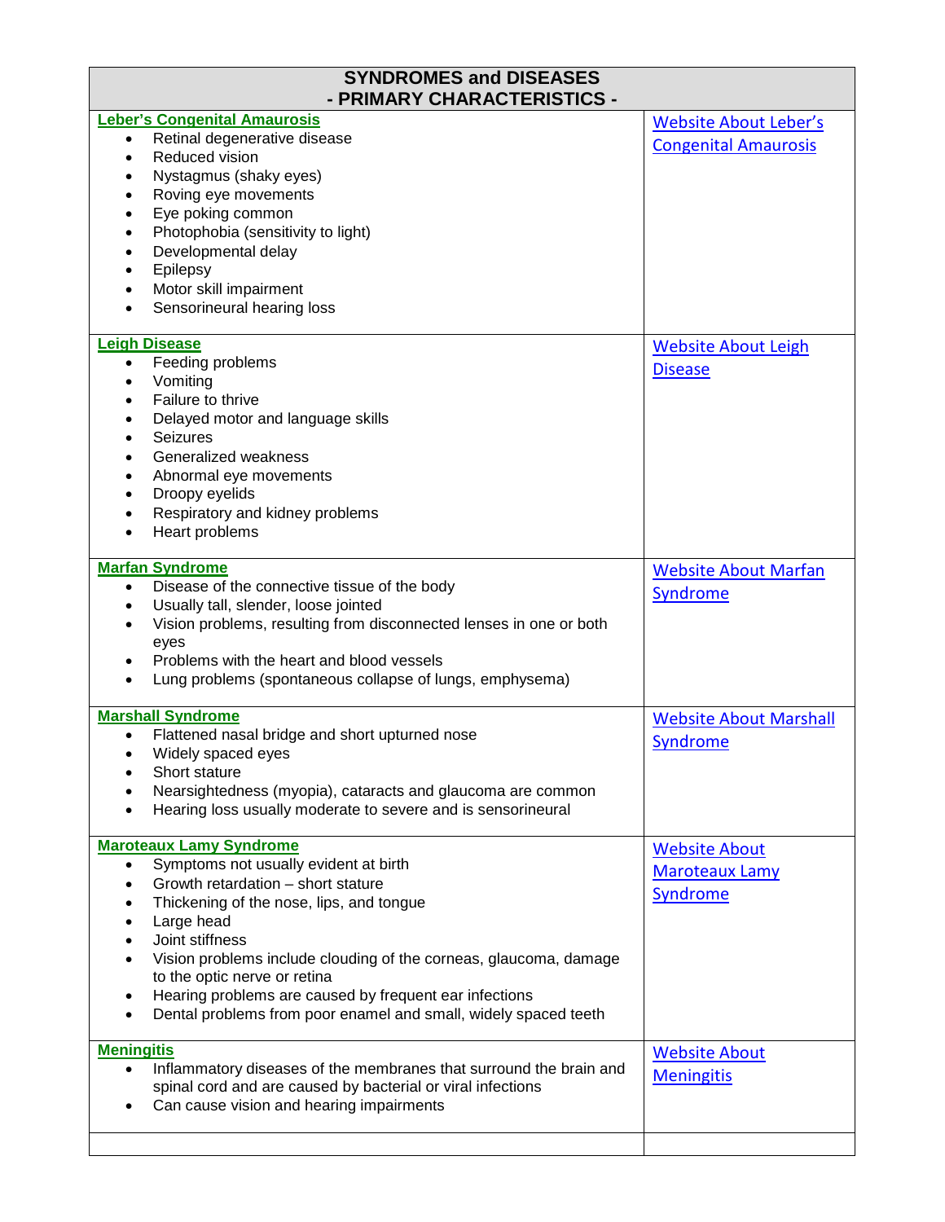| SYNDROMES and DISEASES - PRIMARY CHARACTERISTICS - | |
|---|---|
| **Leber's Congenital Amaurosis**<br>• Retinal degenerative disease<br>• Reduced vision<br>• Nystagmus (shaky eyes)<br>• Roving eye movements<br>• Eye poking common<br>• Photophobia (sensitivity to light)<br>• Developmental delay<br>• Epilepsy<br>• Motor skill impairment<br>• Sensorineural hearing loss | Website About Leber's Congenital Amaurosis |
| **Leigh Disease**<br>• Feeding problems<br>• Vomiting<br>• Failure to thrive<br>• Delayed motor and language skills<br>• Seizures<br>• Generalized weakness<br>• Abnormal eye movements<br>• Droopy eyelids<br>• Respiratory and kidney problems<br>• Heart problems | Website About Leigh Disease |
| **Marfan Syndrome**<br>• Disease of the connective tissue of the body<br>• Usually tall, slender, loose jointed<br>• Vision problems, resulting from disconnected lenses in one or both eyes<br>• Problems with the heart and blood vessels<br>• Lung problems (spontaneous collapse of lungs, emphysema) | Website About Marfan Syndrome |
| **Marshall Syndrome**<br>• Flattened nasal bridge and short upturned nose<br>• Widely spaced eyes<br>• Short stature<br>• Nearsightedness (myopia), cataracts and glaucoma are common<br>• Hearing loss usually moderate to severe and is sensorineural | Website About Marshall Syndrome |
| **Maroteaux Lamy Syndrome**<br>• Symptoms not usually evident at birth<br>• Growth retardation – short stature<br>• Thickening of the nose, lips, and tongue<br>• Large head<br>• Joint stiffness<br>• Vision problems include clouding of the corneas, glaucoma, damage to the optic nerve or retina<br>• Hearing problems are caused by frequent ear infections<br>• Dental problems from poor enamel and small, widely spaced teeth | Website About Maroteaux Lamy Syndrome |
| **Meningitis**<br>• Inflammatory diseases of the membranes that surround the brain and spinal cord and are caused by bacterial or viral infections<br>• Can cause vision and hearing impairments | Website About Meningitis |
| | |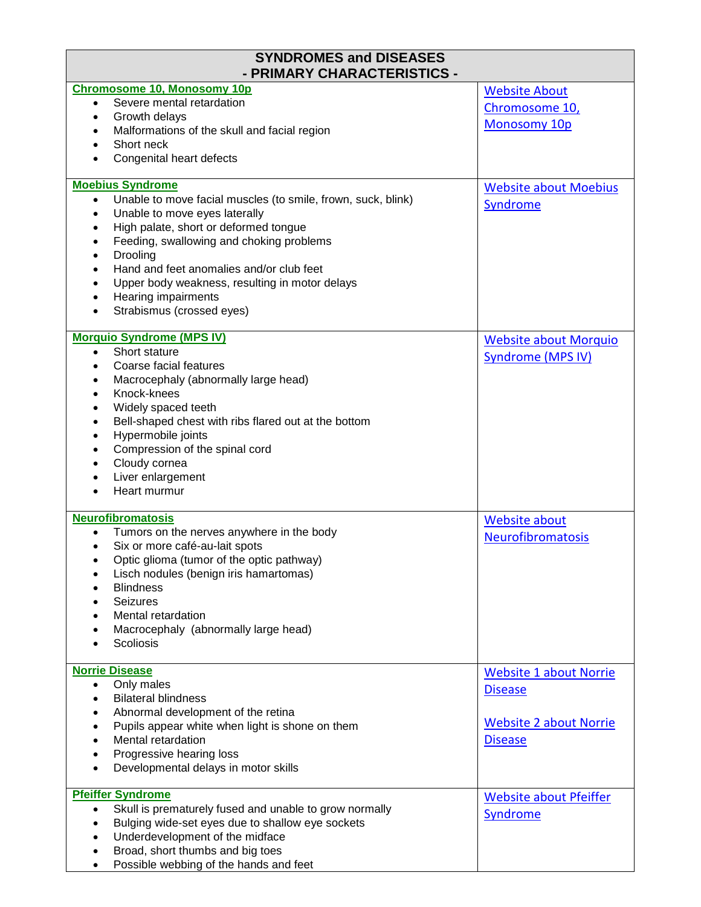| SYNDROMES and DISEASES - PRIMARY CHARACTERISTICS - | |
|---|---|
| **Chromosome 10, Monosomy 10p**<br>• Severe mental retardation<br>• Growth delays<br>• Malformations of the skull and facial region<br>• Short neck<br>• Congenital heart defects | Website About Chromosome 10, Monosomy 10p |
| **Moebius Syndrome**<br>• Unable to move facial muscles (to smile, frown, suck, blink)<br>• Unable to move eyes laterally<br>• High palate, short or deformed tongue<br>• Feeding, swallowing and choking problems<br>• Drooling<br>• Hand and feet anomalies and/or club feet<br>• Upper body weakness, resulting in motor delays<br>• Hearing impairments<br>• Strabismus (crossed eyes) | Website about Moebius Syndrome |
| **Morquio Syndrome (MPS IV)**<br>• Short stature<br>• Coarse facial features<br>• Macrocephaly (abnormally large head)<br>• Knock-knees<br>• Widely spaced teeth<br>• Bell-shaped chest with ribs flared out at the bottom<br>• Hypermobile joints<br>• Compression of the spinal cord<br>• Cloudy cornea<br>• Liver enlargement<br>• Heart murmur | Website about Morquio Syndrome (MPS IV) |
| **Neurofibromatosis**<br>• Tumors on the nerves anywhere in the body<br>• Six or more café-au-lait spots<br>• Optic glioma (tumor of the optic pathway)<br>• Lisch nodules (benign iris hamartomas)<br>• Blindness<br>• Seizures<br>• Mental retardation<br>• Macrocephaly (abnormally large head)<br>• Scoliosis | Website about Neurofibromatosis |
| **Norrie Disease**<br>• Only males<br>• Bilateral blindness<br>• Abnormal development of the retina<br>• Pupils appear white when light is shone on them<br>• Mental retardation<br>• Progressive hearing loss<br>• Developmental delays in motor skills | Website 1 about Norrie Disease<br><br>Website 2 about Norrie Disease |
| **Pfeiffer Syndrome**<br>• Skull is prematurely fused and unable to grow normally<br>• Bulging wide-set eyes due to shallow eye sockets<br>• Underdevelopment of the midface<br>• Broad, short thumbs and big toes<br>• Possible webbing of the hands and feet | Website about Pfeiffer Syndrome |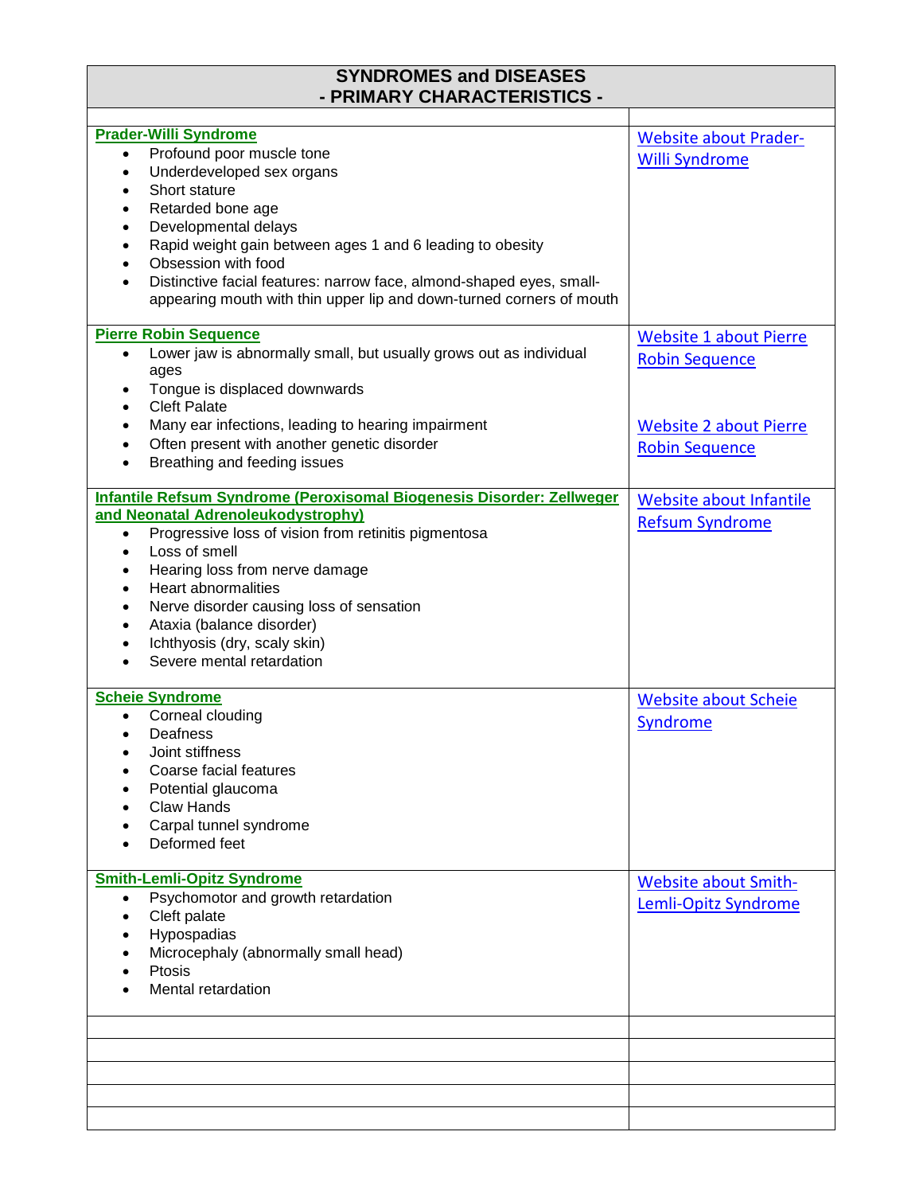| SYNDROMES and DISEASES - PRIMARY CHARACTERISTICS - | |
|---|---|
| | |
| **Prader-Willi Syndrome**<br>• Profound poor muscle tone<br>• Underdeveloped sex organs<br>• Short stature<br>• Retarded bone age<br>• Developmental delays<br>• Rapid weight gain between ages 1 and 6 leading to obesity<br>• Obsession with food<br>• Distinctive facial features: narrow face, almond-shaped eyes, small-appearing mouth with thin upper lip and down-turned corners of mouth | Website about Prader-Willi Syndrome |
| **Pierre Robin Sequence**<br>• Lower jaw is abnormally small, but usually grows out as individual ages<br>• Tongue is displaced downwards<br>• Cleft Palate<br>• Many ear infections, leading to hearing impairment<br>• Often present with another genetic disorder<br>• Breathing and feeding issues | Website 1 about Pierre Robin Sequence<br><br>Website 2 about Pierre Robin Sequence |
| **Infantile Refsum Syndrome (Peroxisomal Biogenesis Disorder: Zellweger and Neonatal Adrenoleukodystrophy)**<br>• Progressive loss of vision from retinitis pigmentosa<br>• Loss of smell<br>• Hearing loss from nerve damage<br>• Heart abnormalities<br>• Nerve disorder causing loss of sensation<br>• Ataxia (balance disorder)<br>• Ichthyosis (dry, scaly skin)<br>• Severe mental retardation | Website about Infantile Refsum Syndrome |
| **Scheie Syndrome**<br>• Corneal clouding<br>• Deafness<br>• Joint stiffness<br>• Coarse facial features<br>• Potential glaucoma<br>• Claw Hands<br>• Carpal tunnel syndrome<br>• Deformed feet | Website about Scheie Syndrome |
| **Smith-Lemli-Opitz Syndrome**<br>• Psychomotor and growth retardation<br>• Cleft palate<br>• Hypospadias<br>• Microcephaly (abnormally small head)<br>• Ptosis<br>• Mental retardation | Website about Smith-Lemli-Opitz Syndrome |
| | |
| | |
| | |
| | |
| | |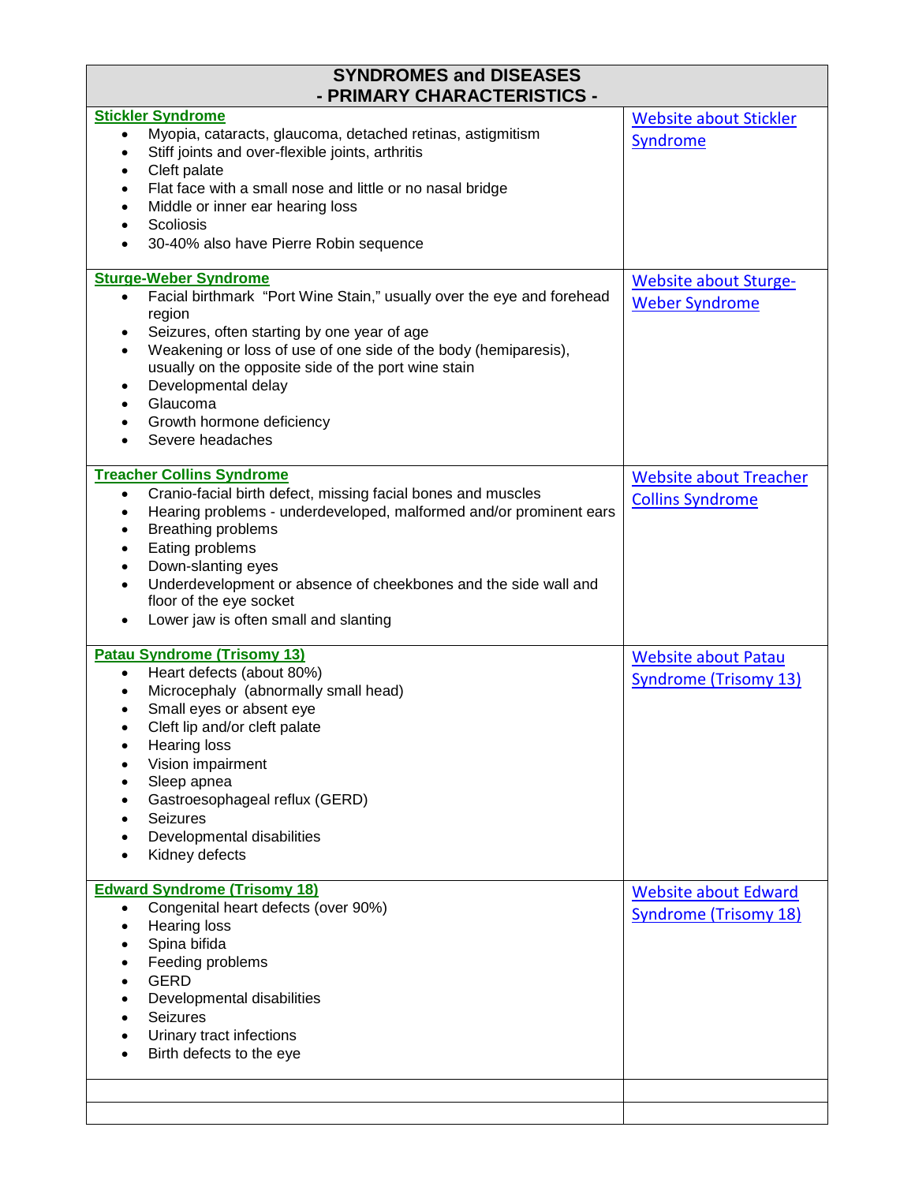| SYNDROMES and DISEASES - PRIMARY CHARACTERISTICS - | |
|---|---|
| **Stickler Syndrome**<br>• Myopia, cataracts, glaucoma, detached retinas, astigmitism<br>• Stiff joints and over-flexible joints, arthritis<br>• Cleft palate<br>• Flat face with a small nose and little or no nasal bridge<br>• Middle or inner ear hearing loss<br>• Scoliosis<br>• 30-40% also have Pierre Robin sequence | Website about Stickler Syndrome |
| **Sturge-Weber Syndrome**<br>• Facial birthmark "Port Wine Stain," usually over the eye and forehead region<br>• Seizures, often starting by one year of age<br>• Weakening or loss of use of one side of the body (hemiparesis), usually on the opposite side of the port wine stain<br>• Developmental delay<br>• Glaucoma<br>• Growth hormone deficiency<br>• Severe headaches | Website about Sturge-Weber Syndrome |
| **Treacher Collins Syndrome**<br>• Cranio-facial birth defect, missing facial bones and muscles<br>• Hearing problems - underdeveloped, malformed and/or prominent ears<br>• Breathing problems<br>• Eating problems<br>• Down-slanting eyes<br>• Underdevelopment or absence of cheekbones and the side wall and floor of the eye socket<br>• Lower jaw is often small and slanting | Website about Treacher Collins Syndrome |
| **Patau Syndrome (Trisomy 13)**<br>• Heart defects (about 80%)<br>• Microcephaly (abnormally small head)<br>• Small eyes or absent eye<br>• Cleft lip and/or cleft palate<br>• Hearing loss<br>• Vision impairment<br>• Sleep apnea<br>• Gastroesophageal reflux (GERD)<br>• Seizures<br>• Developmental disabilities<br>• Kidney defects | Website about Patau Syndrome (Trisomy 13) |
| **Edward Syndrome (Trisomy 18)**<br>• Congenital heart defects (over 90%)<br>• Hearing loss<br>• Spina bifida<br>• Feeding problems<br>• GERD<br>• Developmental disabilities<br>• Seizures<br>• Urinary tract infections<br>• Birth defects to the eye | Website about Edward Syndrome (Trisomy 18) |
| | |
| | |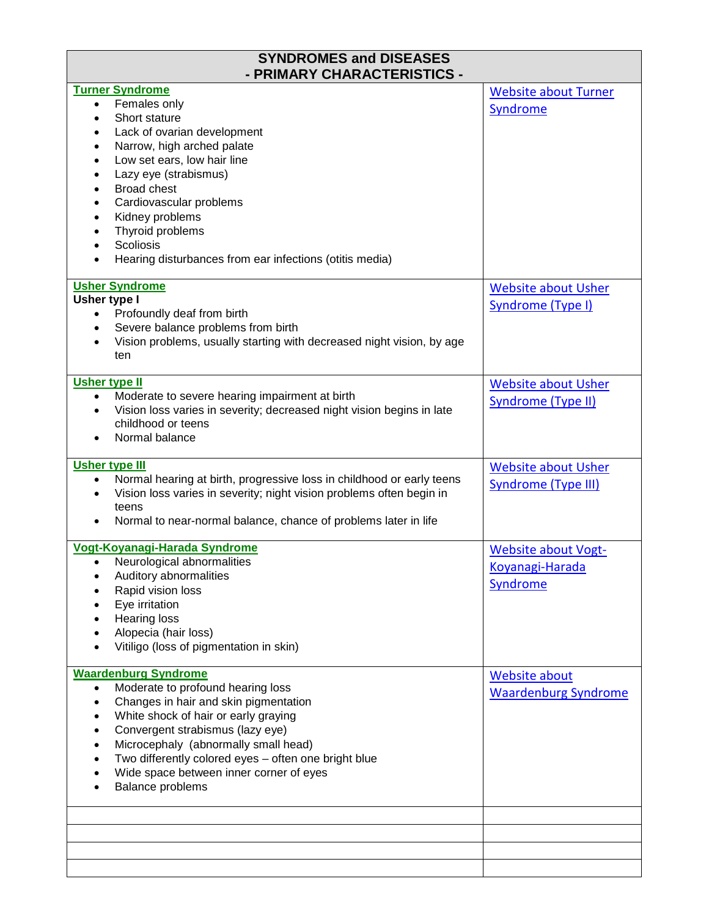| SYNDROMES and DISEASES - PRIMARY CHARACTERISTICS - | |
|---|---|
| **Turner Syndrome**<br>• Females only<br>• Short stature<br>• Lack of ovarian development<br>• Narrow, high arched palate<br>• Low set ears, low hair line<br>• Lazy eye (strabismus)<br>• Broad chest<br>• Cardiovascular problems<br>• Kidney problems<br>• Thyroid problems<br>• Scoliosis<br>• Hearing disturbances from ear infections (otitis media) | Website about Turner Syndrome |
| **Usher Syndrome**<br>**Usher type I**<br>• Profoundly deaf from birth<br>• Severe balance problems from birth<br>• Vision problems, usually starting with decreased night vision, by age ten | Website about Usher Syndrome (Type I) |
| **Usher type II**<br>• Moderate to severe hearing impairment at birth<br>• Vision loss varies in severity; decreased night vision begins in late childhood or teens<br>• Normal balance | Website about Usher Syndrome (Type II) |
| **Usher type III**<br>• Normal hearing at birth, progressive loss in childhood or early teens<br>• Vision loss varies in severity; night vision problems often begin in teens<br>• Normal to near-normal balance, chance of problems later in life | Website about Usher Syndrome (Type III) |
| **Vogt-Koyanagi-Harada Syndrome**<br>• Neurological abnormalities<br>• Auditory abnormalities<br>• Rapid vision loss<br>• Eye irritation<br>• Hearing loss<br>• Alopecia (hair loss)<br>• Vitiligo (loss of pigmentation in skin) | Website about Vogt-Koyanagi-Harada Syndrome |
| **Waardenburg Syndrome**<br>• Moderate to profound hearing loss<br>• Changes in hair and skin pigmentation<br>• White shock of hair or early graying<br>• Convergent strabismus (lazy eye)<br>• Microcephaly (abnormally small head)<br>• Two differently colored eyes – often one bright blue<br>• Wide space between inner corner of eyes<br>• Balance problems | Website about Waardenburg Syndrome |
| | |
| | |
| | |
| | |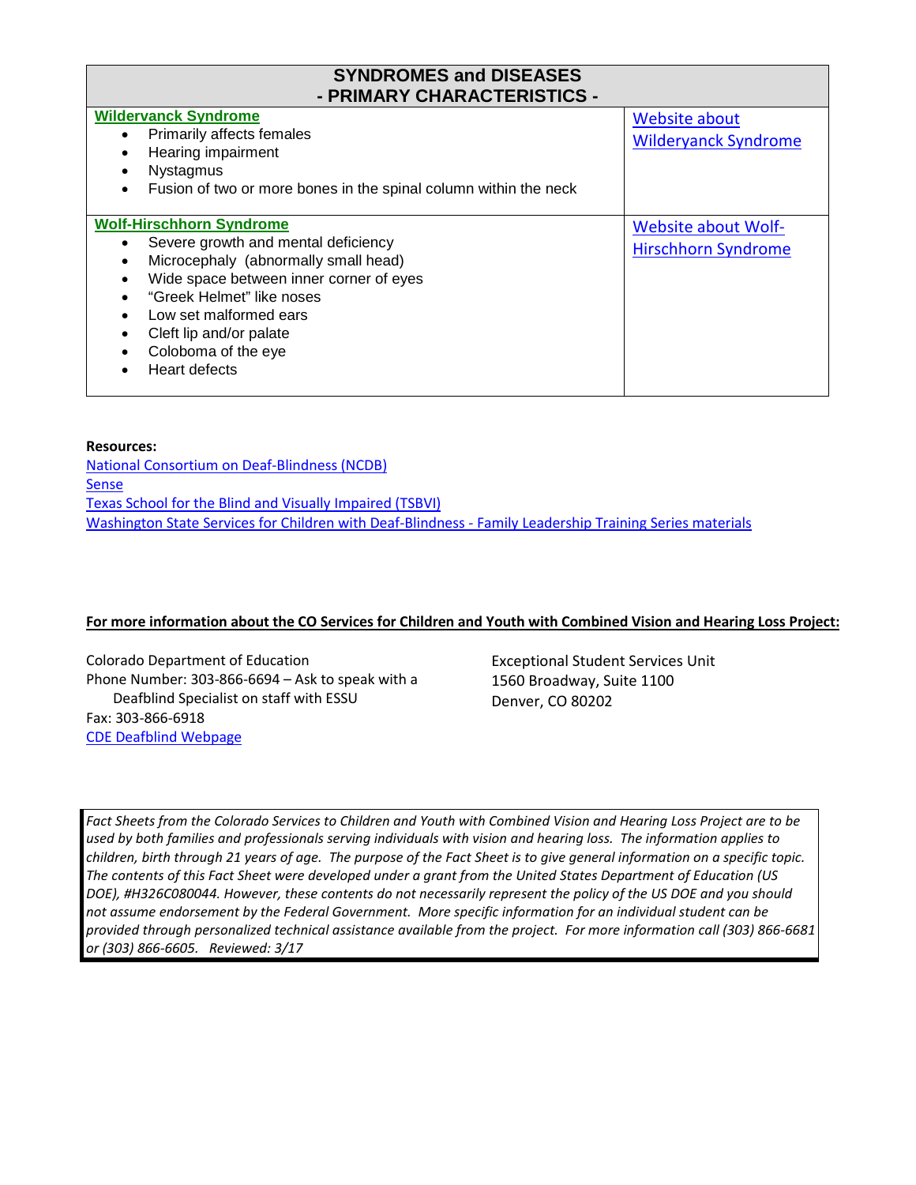| SYNDROMES and DISEASES - PRIMARY CHARACTERISTICS - | |
|---|---|
| **Wildervanck Syndrome**<br>• Primarily affects females<br>• Hearing impairment<br>• Nystagmus<br>• Fusion of two or more bones in the spinal column within the neck | Website about Wilderyanck Syndrome |
| **Wolf-Hirschhorn Syndrome**<br>• Severe growth and mental deficiency<br>• Microcephaly (abnormally small head)<br>• Wide space between inner corner of eyes<br>• "Greek Helmet" like noses<br>• Low set malformed ears<br>• Cleft lip and/or palate<br>• Coloboma of the eye<br>• Heart defects | Website about Wolf-Hirschhorn Syndrome |

**Resources:**
National Consortium on Deaf-Blindness (NCDB)
Sense
Texas School for the Blind and Visually Impaired (TSBVI)
Washington State Services for Children with Deaf-Blindness - Family Leadership Training Series materials

**For more information about the CO Services for Children and Youth with Combined Vision and Hearing Loss Project:**

Colorado Department of Education
Phone Number: 303-866-6694 – Ask to speak with a Deafblind Specialist on staff with ESSU
Fax: 303-866-6918
CDE Deafblind Webpage

Exceptional Student Services Unit
1560 Broadway, Suite 1100
Denver, CO 80202

*Fact Sheets from the Colorado Services to Children and Youth with Combined Vision and Hearing Loss Project are to be used by both families and professionals serving individuals with vision and hearing loss. The information applies to children, birth through 21 years of age. The purpose of the Fact Sheet is to give general information on a specific topic. The contents of this Fact Sheet were developed under a grant from the United States Department of Education (US DOE), #H326C080044. However, these contents do not necessarily represent the policy of the US DOE and you should not assume endorsement by the Federal Government. More specific information for an individual student can be provided through personalized technical assistance available from the project. For more information call (303) 866-6681 or (303) 866-6605. Reviewed: 3/17*